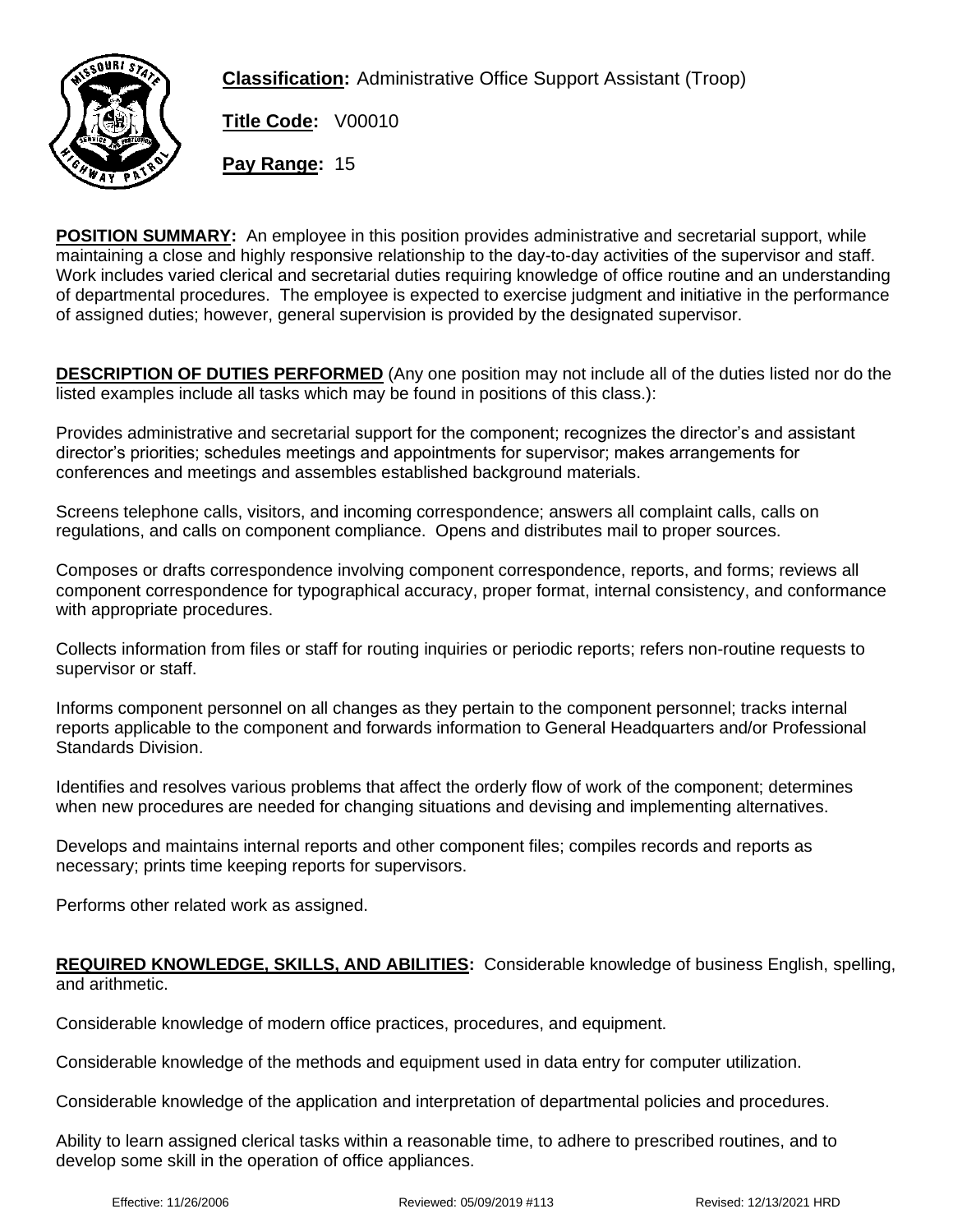**Classification:** Administrative Office Support Assistant (Troop)

**Title Code:** V00010

**Pay Range:** 15

**POSITION SUMMARY:** An employee in this position provides administrative and secretarial support, while maintaining a close and highly responsive relationship to the day-to-day activities of the supervisor and staff. Work includes varied clerical and secretarial duties requiring knowledge of office routine and an understanding of departmental procedures. The employee is expected to exercise judgment and initiative in the performance of assigned duties; however, general supervision is provided by the designated supervisor.

**DESCRIPTION OF DUTIES PERFORMED** (Any one position may not include all of the duties listed nor do the listed examples include all tasks which may be found in positions of this class.):

Provides administrative and secretarial support for the component; recognizes the director's and assistant director's priorities; schedules meetings and appointments for supervisor; makes arrangements for conferences and meetings and assembles established background materials.

Screens telephone calls, visitors, and incoming correspondence; answers all complaint calls, calls on regulations, and calls on component compliance. Opens and distributes mail to proper sources.

Composes or drafts correspondence involving component correspondence, reports, and forms; reviews all component correspondence for typographical accuracy, proper format, internal consistency, and conformance with appropriate procedures.

Collects information from files or staff for routing inquiries or periodic reports; refers non-routine requests to supervisor or staff.

Informs component personnel on all changes as they pertain to the component personnel; tracks internal reports applicable to the component and forwards information to General Headquarters and/or Professional Standards Division.

Identifies and resolves various problems that affect the orderly flow of work of the component; determines when new procedures are needed for changing situations and devising and implementing alternatives.

Develops and maintains internal reports and other component files; compiles records and reports as necessary; prints time keeping reports for supervisors.

Performs other related work as assigned.

**REQUIRED KNOWLEDGE, SKILLS, AND ABILITIES:** Considerable knowledge of business English, spelling, and arithmetic.

Considerable knowledge of modern office practices, procedures, and equipment.

Considerable knowledge of the methods and equipment used in data entry for computer utilization.

Considerable knowledge of the application and interpretation of departmental policies and procedures.

Ability to learn assigned clerical tasks within a reasonable time, to adhere to prescribed routines, and to develop some skill in the operation of office appliances.

Effective: 11/26/2006 Reviewed: 05/09/2019 #113 Revised: 12/13/2021 HRD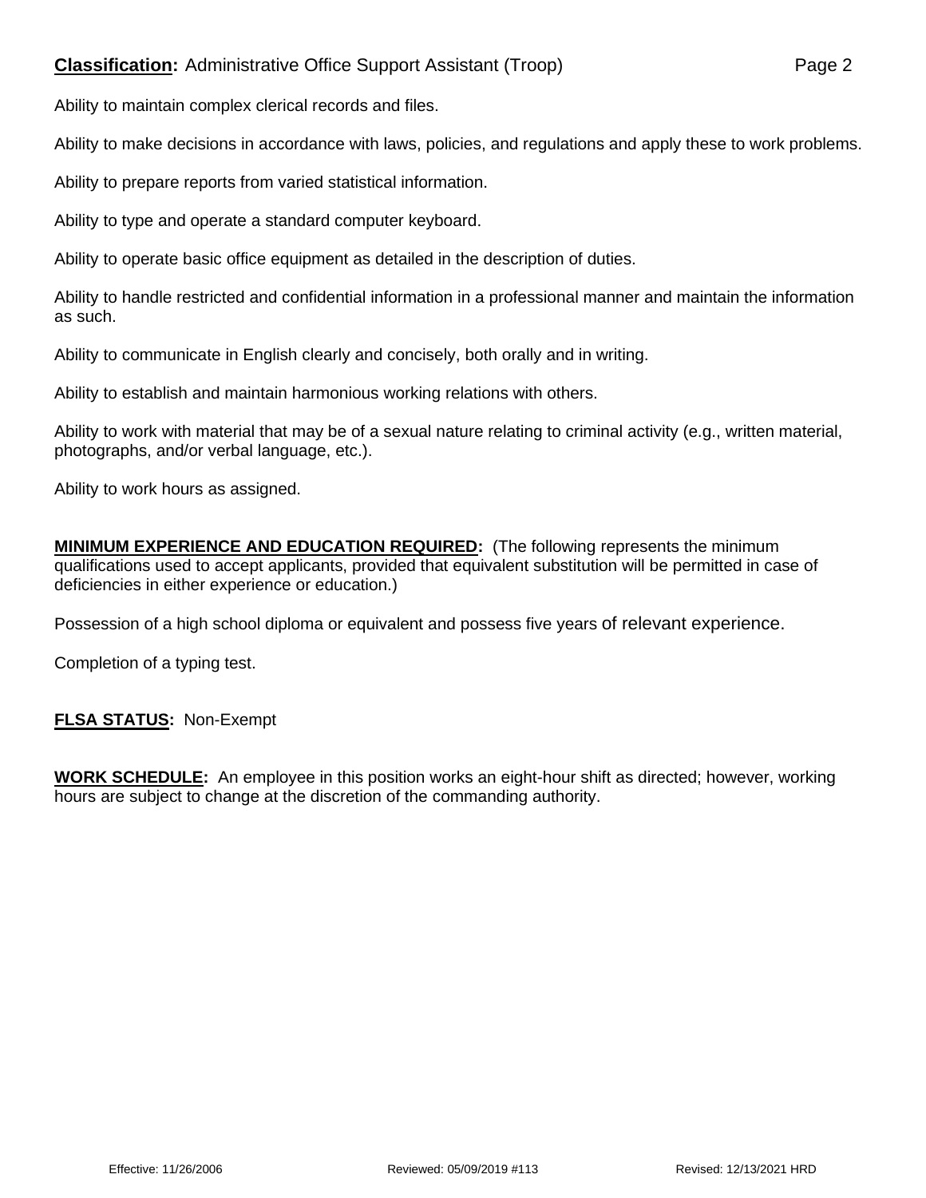Ability to maintain complex clerical records and files.

Ability to make decisions in accordance with laws, policies, and regulations and apply these to work problems.

Ability to prepare reports from varied statistical information.

Ability to type and operate a standard computer keyboard.

Ability to operate basic office equipment as detailed in the description of duties.

Ability to handle restricted and confidential information in a professional manner and maintain the information as such.

Ability to communicate in English clearly and concisely, both orally and in writing.

Ability to establish and maintain harmonious working relations with others.

Ability to work with material that may be of a sexual nature relating to criminal activity (e.g., written material, photographs, and/or verbal language, etc.).

Ability to work hours as assigned.

**MINIMUM EXPERIENCE AND EDUCATION REQUIRED:** (The following represents the minimum qualifications used to accept applicants, provided that equivalent substitution will be permitted in case of deficiencies in either experience or education.)

Possession of a high school diploma or equivalent and possess five years of relevant experience.

Completion of a typing test.

**FLSA STATUS:** Non-Exempt

**WORK SCHEDULE:** An employee in this position works an eight-hour shift as directed; however, working hours are subject to change at the discretion of the commanding authority.